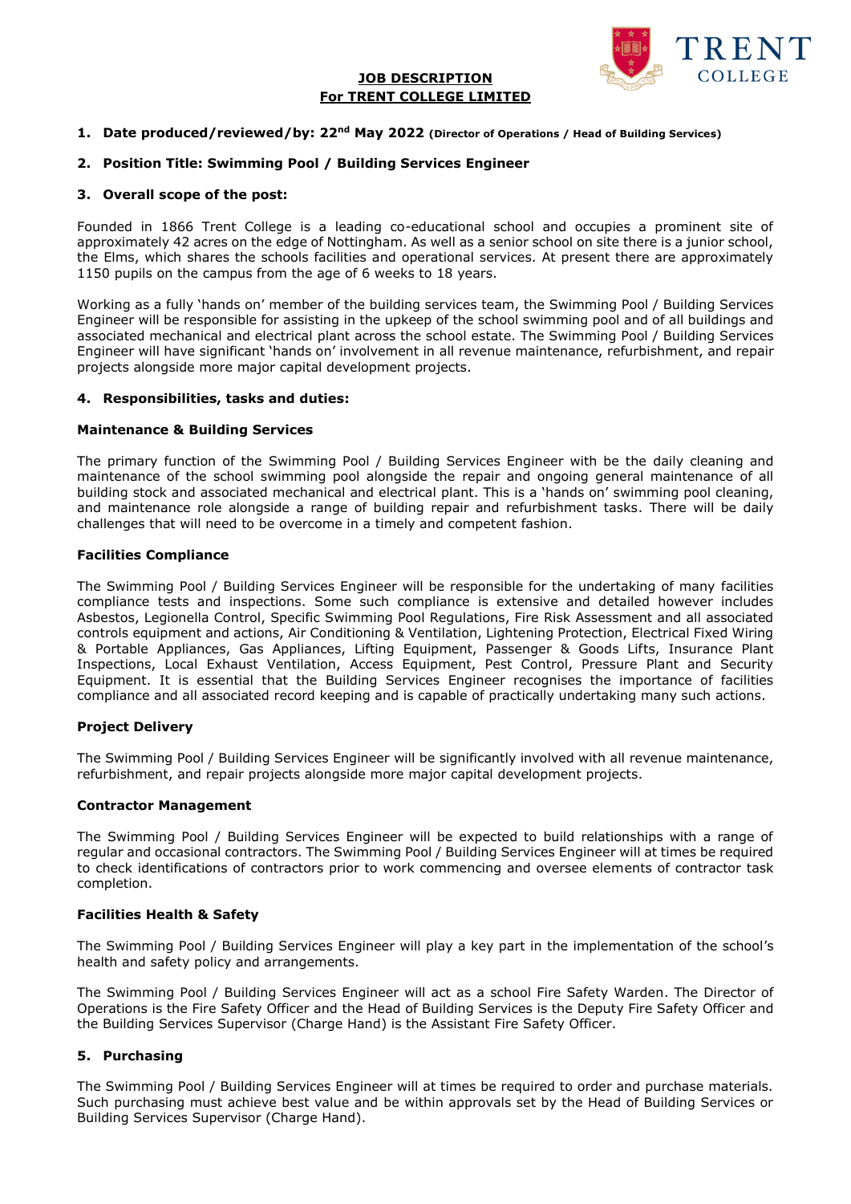**JOB DESCRIPTION**
**For TRENT COLLEGE LIMITED**

**1. Date produced/reviewed/by: 22nd May 2022 (Director of Operations / Head of Building Services)**

**2. Position Title: Swimming Pool / Building Services Engineer**

**3. Overall scope of the post:**

Founded in 1866 Trent College is a leading co-educational school and occupies a prominent site of approximately 42 acres on the edge of Nottingham. As well as a senior school on site there is a junior school, the Elms, which shares the schools facilities and operational services. At present there are approximately 1150 pupils on the campus from the age of 6 weeks to 18 years.

Working as a fully 'hands on' member of the building services team, the Swimming Pool / Building Services Engineer will be responsible for assisting in the upkeep of the school swimming pool and of all buildings and associated mechanical and electrical plant across the school estate. The Swimming Pool / Building Services Engineer will have significant 'hands on' involvement in all revenue maintenance, refurbishment, and repair projects alongside more major capital development projects.

**4. Responsibilities, tasks and duties:**

**Maintenance & Building Services**

The primary function of the Swimming Pool / Building Services Engineer with be the daily cleaning and maintenance of the school swimming pool alongside the repair and ongoing general maintenance of all building stock and associated mechanical and electrical plant. This is a 'hands on' swimming pool cleaning, and maintenance role alongside a range of building repair and refurbishment tasks. There will be daily challenges that will need to be overcome in a timely and competent fashion.

**Facilities Compliance**

The Swimming Pool / Building Services Engineer will be responsible for the undertaking of many facilities compliance tests and inspections. Some such compliance is extensive and detailed however includes Asbestos, Legionella Control, Specific Swimming Pool Regulations, Fire Risk Assessment and all associated controls equipment and actions, Air Conditioning & Ventilation, Lightening Protection, Electrical Fixed Wiring & Portable Appliances, Gas Appliances, Lifting Equipment, Passenger & Goods Lifts, Insurance Plant Inspections, Local Exhaust Ventilation, Access Equipment, Pest Control, Pressure Plant and Security Equipment. It is essential that the Building Services Engineer recognises the importance of facilities compliance and all associated record keeping and is capable of practically undertaking many such actions.

**Project Delivery**

The Swimming Pool / Building Services Engineer will be significantly involved with all revenue maintenance, refurbishment, and repair projects alongside more major capital development projects.

**Contractor Management**

The Swimming Pool / Building Services Engineer will be expected to build relationships with a range of regular and occasional contractors. The Swimming Pool / Building Services Engineer will at times be required to check identifications of contractors prior to work commencing and oversee elements of contractor task completion.

**Facilities Health & Safety**

The Swimming Pool / Building Services Engineer will play a key part in the implementation of the school's health and safety policy and arrangements.

The Swimming Pool / Building Services Engineer will act as a school Fire Safety Warden. The Director of Operations is the Fire Safety Officer and the Head of Building Services is the Deputy Fire Safety Officer and the Building Services Supervisor (Charge Hand) is the Assistant Fire Safety Officer.

**5. Purchasing**

The Swimming Pool / Building Services Engineer will at times be required to order and purchase materials. Such purchasing must achieve best value and be within approvals set by the Head of Building Services or Building Services Supervisor (Charge Hand).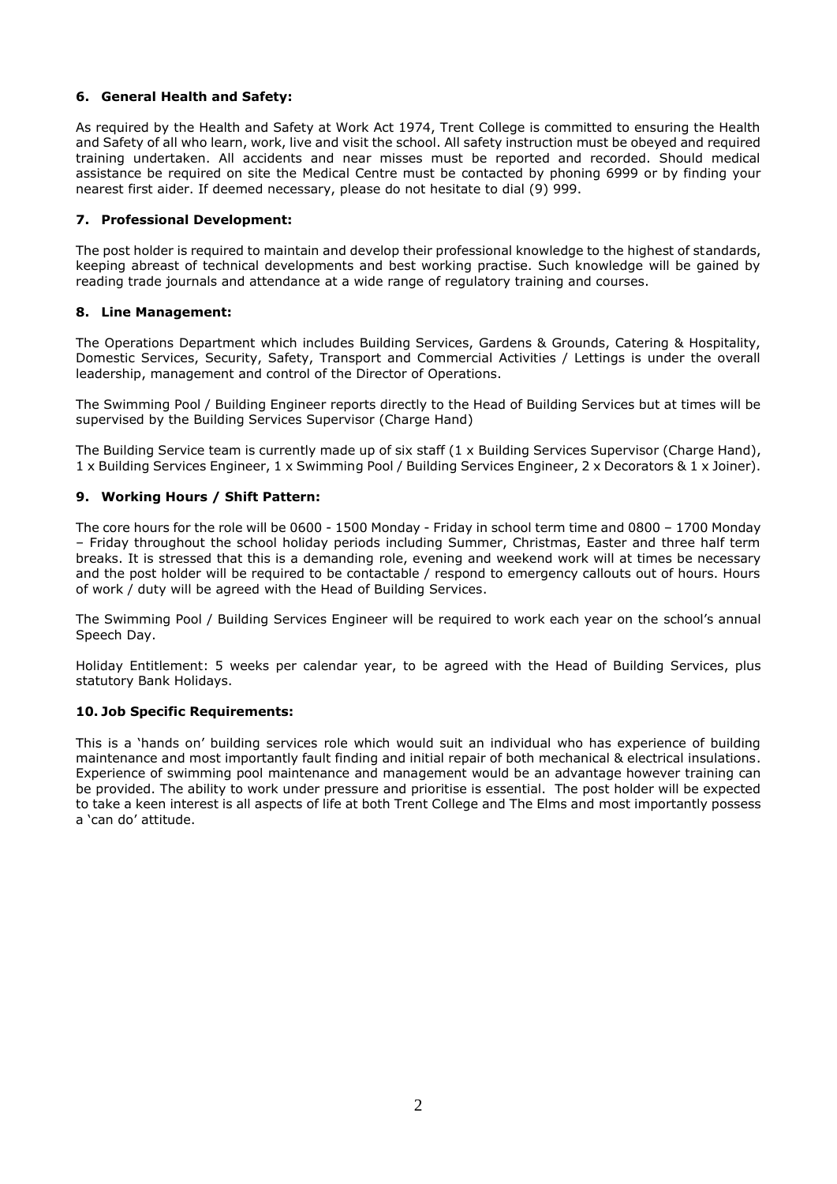### 6. General Health and Safety:

As required by the Health and Safety at Work Act 1974, Trent College is committed to ensuring the Health and Safety of all who learn, work, live and visit the school. All safety instruction must be obeyed and required training undertaken. All accidents and near misses must be reported and recorded. Should medical assistance be required on site the Medical Centre must be contacted by phoning 6999 or by finding your nearest first aider. If deemed necessary, please do not hesitate to dial (9) 999.

### 7. Professional Development:

The post holder is required to maintain and develop their professional knowledge to the highest of standards, keeping abreast of technical developments and best working practise. Such knowledge will be gained by reading trade journals and attendance at a wide range of regulatory training and courses.

### 8. Line Management:

The Operations Department which includes Building Services, Gardens & Grounds, Catering & Hospitality, Domestic Services, Security, Safety, Transport and Commercial Activities / Lettings is under the overall leadership, management and control of the Director of Operations.

The Swimming Pool / Building Engineer reports directly to the Head of Building Services but at times will be supervised by the Building Services Supervisor (Charge Hand)

The Building Service team is currently made up of six staff (1 x Building Services Supervisor (Charge Hand), 1 x Building Services Engineer, 1 x Swimming Pool / Building Services Engineer, 2 x Decorators & 1 x Joiner).

### 9. Working Hours / Shift Pattern:

The core hours for the role will be 0600 - 1500 Monday - Friday in school term time and 0800 – 1700 Monday – Friday throughout the school holiday periods including Summer, Christmas, Easter and three half term breaks. It is stressed that this is a demanding role, evening and weekend work will at times be necessary and the post holder will be required to be contactable / respond to emergency callouts out of hours. Hours of work / duty will be agreed with the Head of Building Services.

The Swimming Pool / Building Services Engineer will be required to work each year on the school's annual Speech Day.

Holiday Entitlement: 5 weeks per calendar year, to be agreed with the Head of Building Services, plus statutory Bank Holidays.

### 10. Job Specific Requirements:

This is a 'hands on' building services role which would suit an individual who has experience of building maintenance and most importantly fault finding and initial repair of both mechanical & electrical insulations. Experience of swimming pool maintenance and management would be an advantage however training can be provided. The ability to work under pressure and prioritise is essential. The post holder will be expected to take a keen interest is all aspects of life at both Trent College and The Elms and most importantly possess a 'can do' attitude.